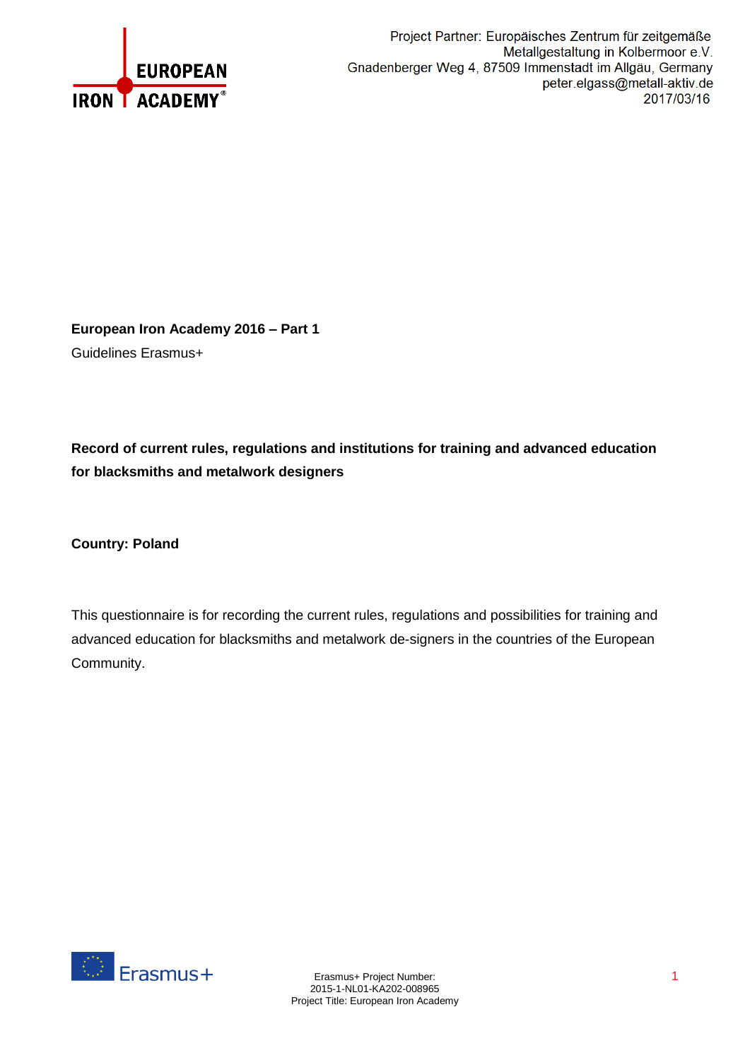Project Partner: Europäisches Zentrum für zeitgemäße Metallgestaltung in Kolbermoor e.V.
Gnadenberger Weg 4, 87509 Immenstadt im Allgäu, Germany
peter.elgass@metall-aktiv.de
2017/03/16

**European Iron Academy 2016 – Part 1**

Guidelines Erasmus+

**Record of current rules, regulations and institutions for training and advanced education for blacksmiths and metalwork designers**

**Country: Poland**

This questionnaire is for recording the current rules, regulations and possibilities for training and advanced education for blacksmiths and metalwork de-signers in the countries of the European Community.

Erasmus+ Project Number:
2015-1-NL01-KA202-008965
Project Title: European Iron Academy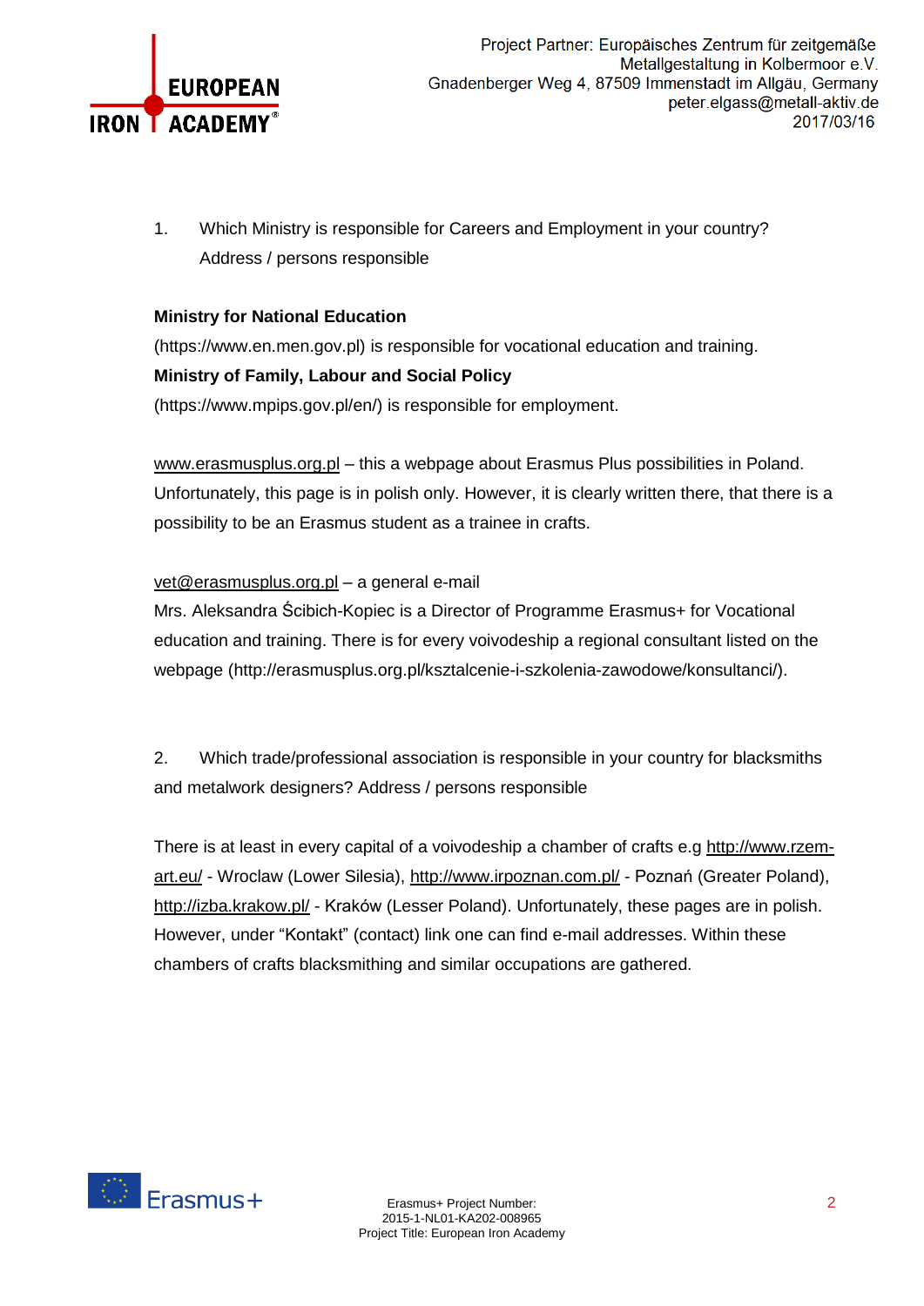1. Which Ministry is responsible for Careers and Employment in your country? Address / persons responsible

**Ministry for National Education**
(https://www.en.men.gov.pl) is responsible for vocational education and training.
**Ministry of Family, Labour and Social Policy**
(https://www.mpips.gov.pl/en/) is responsible for employment.

www.erasmusplus.org.pl – this a webpage about Erasmus Plus possibilities in Poland. Unfortunately, this page is in polish only. However, it is clearly written there, that there is a possibility to be an Erasmus student as a trainee in crafts.

vet@erasmusplus.org.pl – a general e-mail
Mrs. Aleksandra Ścibich-Kopiec is a Director of Programme Erasmus+ for Vocational education and training. There is for every voivodeship a regional consultant listed on the webpage (http://erasmusplus.org.pl/ksztalcenie-i-szkolenia-zawodowe/konsultanci/).

2. Which trade/professional association is responsible in your country for blacksmiths and metalwork designers? Address / persons responsible

There is at least in every capital of a voivodeship a chamber of crafts e.g http://www.rzem-art.eu/ - Wroclaw (Lower Silesia), http://www.irpoznan.com.pl/ - Poznań (Greater Poland), http://izba.krakow.pl/ - Kraków (Lesser Poland). Unfortunately, these pages are in polish. However, under "Kontakt" (contact) link one can find e-mail addresses. Within these chambers of crafts blacksmithing and similar occupations are gathered.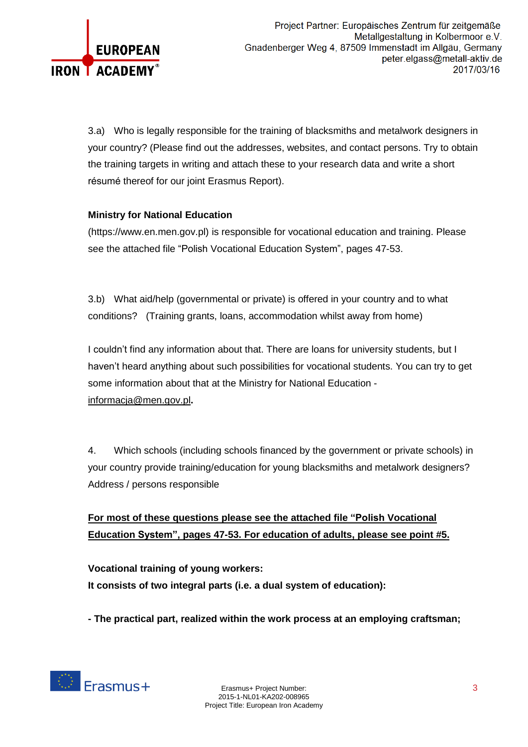3.a) Who is legally responsible for the training of blacksmiths and metalwork designers in your country? (Please find out the addresses, websites, and contact persons. Try to obtain the training targets in writing and attach these to your research data and write a short résumé thereof for our joint Erasmus Report).

**Ministry for National Education**
(https://www.en.men.gov.pl) is responsible for vocational education and training. Please see the attached file "Polish Vocational Education System", pages 47-53.

3.b) What aid/help (governmental or private) is offered in your country and to what conditions? (Training grants, loans, accommodation whilst away from home)

I couldn't find any information about that. There are loans for university students, but I haven't heard anything about such possibilities for vocational students. You can try to get some information about that at the Ministry for National Education - informacja@men.gov.pl.

4. Which schools (including schools financed by the government or private schools) in your country provide training/education for young blacksmiths and metalwork designers? Address / persons responsible

**For most of these questions please see the attached file "Polish Vocational Education System", pages 47-53. For education of adults, please see point #5.**

**Vocational training of young workers:**
**It consists of two integral parts (i.e. a dual system of education):**

**- The practical part, realized within the work process at an employing craftsman;**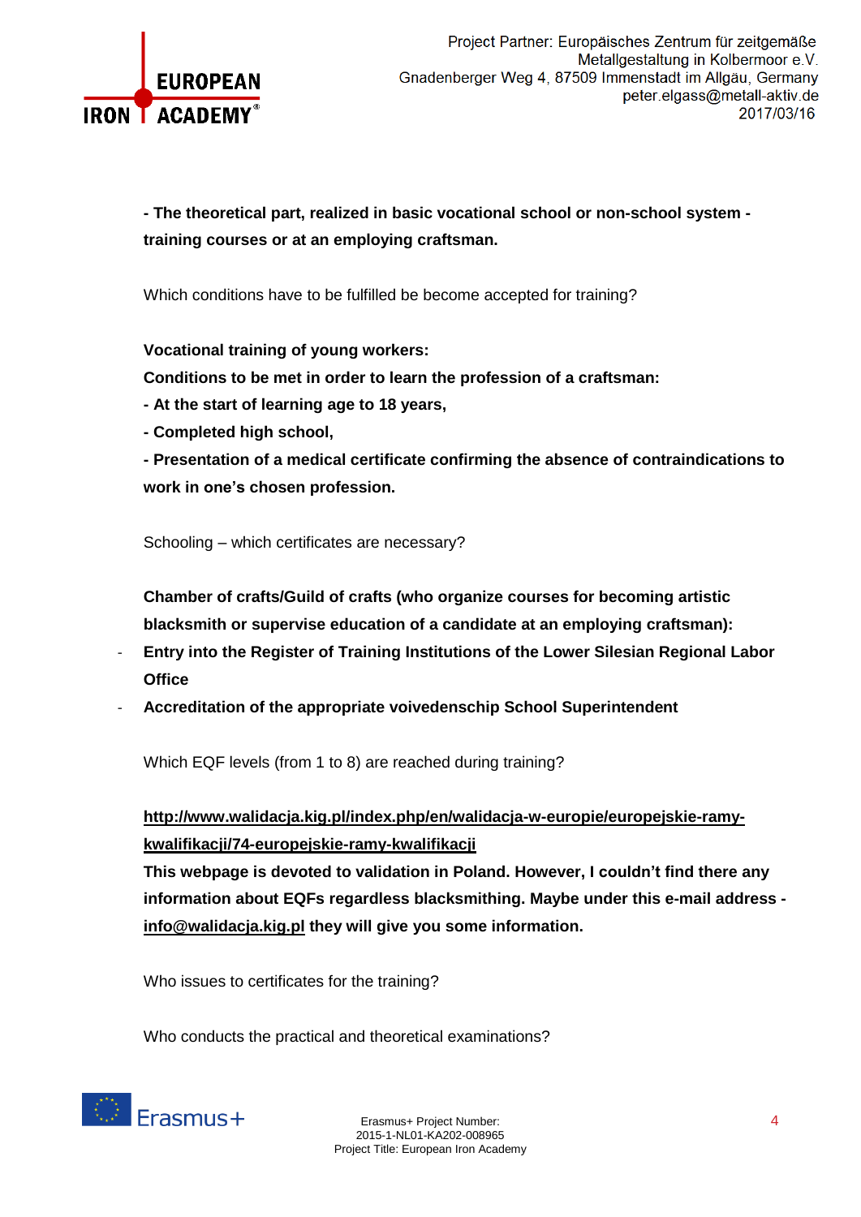**- The theoretical part, realized in basic vocational school or non-school system - training courses or at an employing craftsman.**

Which conditions have to be fulfilled be become accepted for training?

**Vocational training of young workers:**
**Conditions to be met in order to learn the profession of a craftsman:**
**- At the start of learning age to 18 years,**
**- Completed high school,**
**- Presentation of a medical certificate confirming the absence of contraindications to work in one's chosen profession.**

Schooling – which certificates are necessary?

**Chamber of crafts/Guild of crafts (who organize courses for becoming artistic blacksmith or supervise education of a candidate at an employing craftsman):**

- **Entry into the Register of Training Institutions of the Lower Silesian Regional Labor Office**
- **Accreditation of the appropriate voivedenschip School Superintendent**

Which EQF levels (from 1 to 8) are reached during training?

**http://www.walidacja.kig.pl/index.php/en/walidacja-w-europie/europejskie-ramy-kwalifikacji/74-europejskie-ramy-kwalifikacji**
**This webpage is devoted to validation in Poland. However, I couldn't find there any information about EQFs regardless blacksmithing. Maybe under this e-mail address - info@walidacja.kig.pl they will give you some information.**

Who issues to certificates for the training?

Who conducts the practical and theoretical examinations?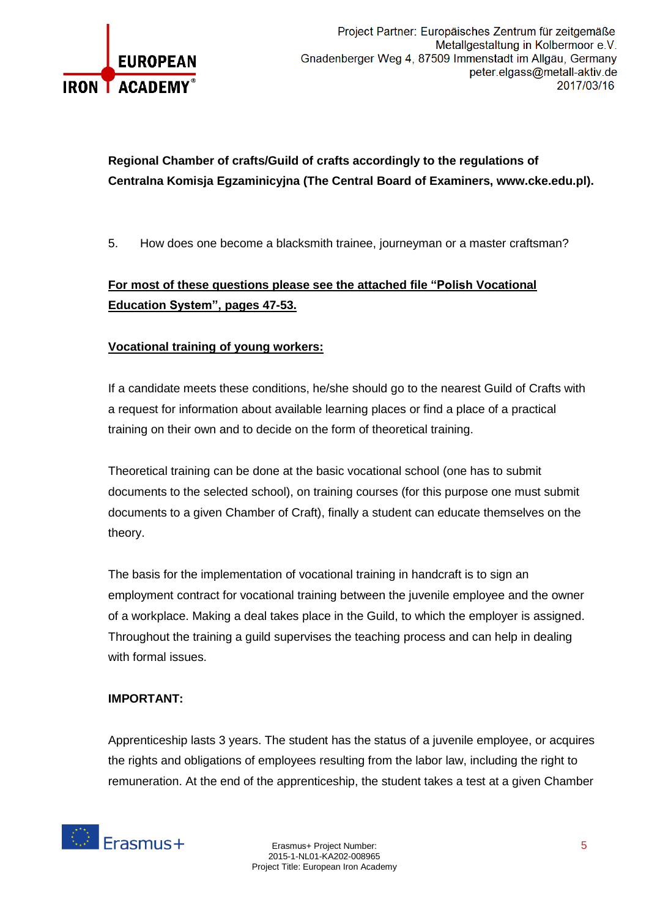**Regional Chamber of crafts/Guild of crafts accordingly to the regulations of Centralna Komisja Egzaminicyjna (The Central Board of Examiners, www.cke.edu.pl).**

5. How does one become a blacksmith trainee, journeyman or a master craftsman?

<u>**For most of these questions please see the attached file “Polish Vocational Education System”, pages 47-53.**</u>

<u>**Vocational training of young workers:**</u>

If a candidate meets these conditions, he/she should go to the nearest Guild of Crafts with a request for information about available learning places or find a place of a practical training on their own and to decide on the form of theoretical training.

Theoretical training can be done at the basic vocational school (one has to submit documents to the selected school), on training courses (for this purpose one must submit documents to a given Chamber of Craft), finally a student can educate themselves on the theory.

The basis for the implementation of vocational training in handcraft is to sign an employment contract for vocational training between the juvenile employee and the owner of a workplace. Making a deal takes place in the Guild, to which the employer is assigned. Throughout the training a guild supervises the teaching process and can help in dealing with formal issues.

**IMPORTANT:**

Apprenticeship lasts 3 years. The student has the status of a juvenile employee, or acquires the rights and obligations of employees resulting from the labor law, including the right to remuneration. At the end of the apprenticeship, the student takes a test at a given Chamber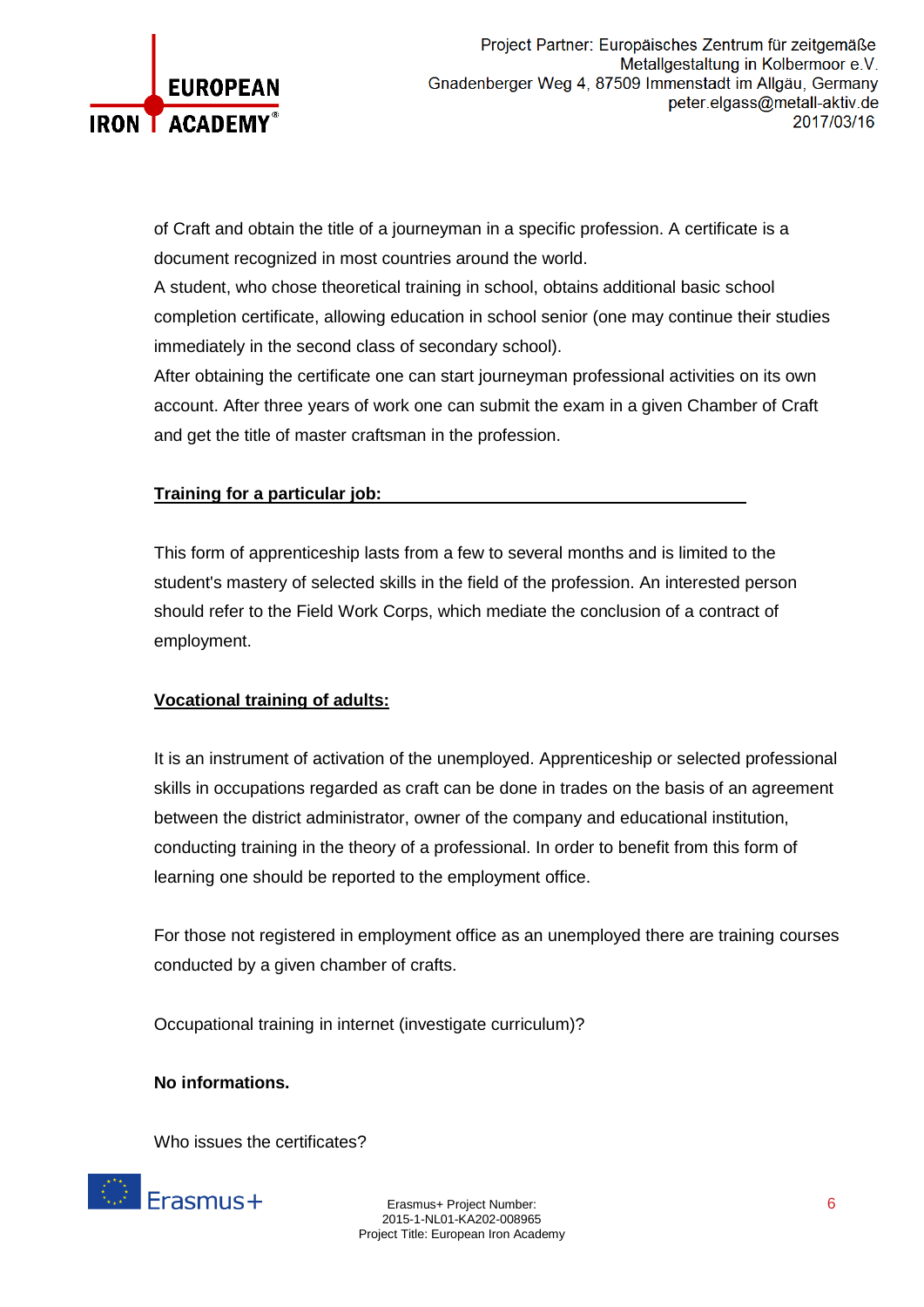of Craft and obtain the title of a journeyman in a specific profession. A certificate is a document recognized in most countries around the world.

A student, who chose theoretical training in school, obtains additional basic school completion certificate, allowing education in school senior (one may continue their studies immediately in the second class of secondary school).

After obtaining the certificate one can start journeyman professional activities on its own account. After three years of work one can submit the exam in a given Chamber of Craft and get the title of master craftsman in the profession.

**Training for a particular job:**

This form of apprenticeship lasts from a few to several months and is limited to the student's mastery of selected skills in the field of the profession. An interested person should refer to the Field Work Corps, which mediate the conclusion of a contract of employment.

**Vocational training of adults:**

It is an instrument of activation of the unemployed. Apprenticeship or selected professional skills in occupations regarded as craft can be done in trades on the basis of an agreement between the district administrator, owner of the company and educational institution, conducting training in the theory of a professional. In order to benefit from this form of learning one should be reported to the employment office.

For those not registered in employment office as an unemployed there are training courses conducted by a given chamber of crafts.

Occupational training in internet (investigate curriculum)?

**No informations.**

Who issues the certificates?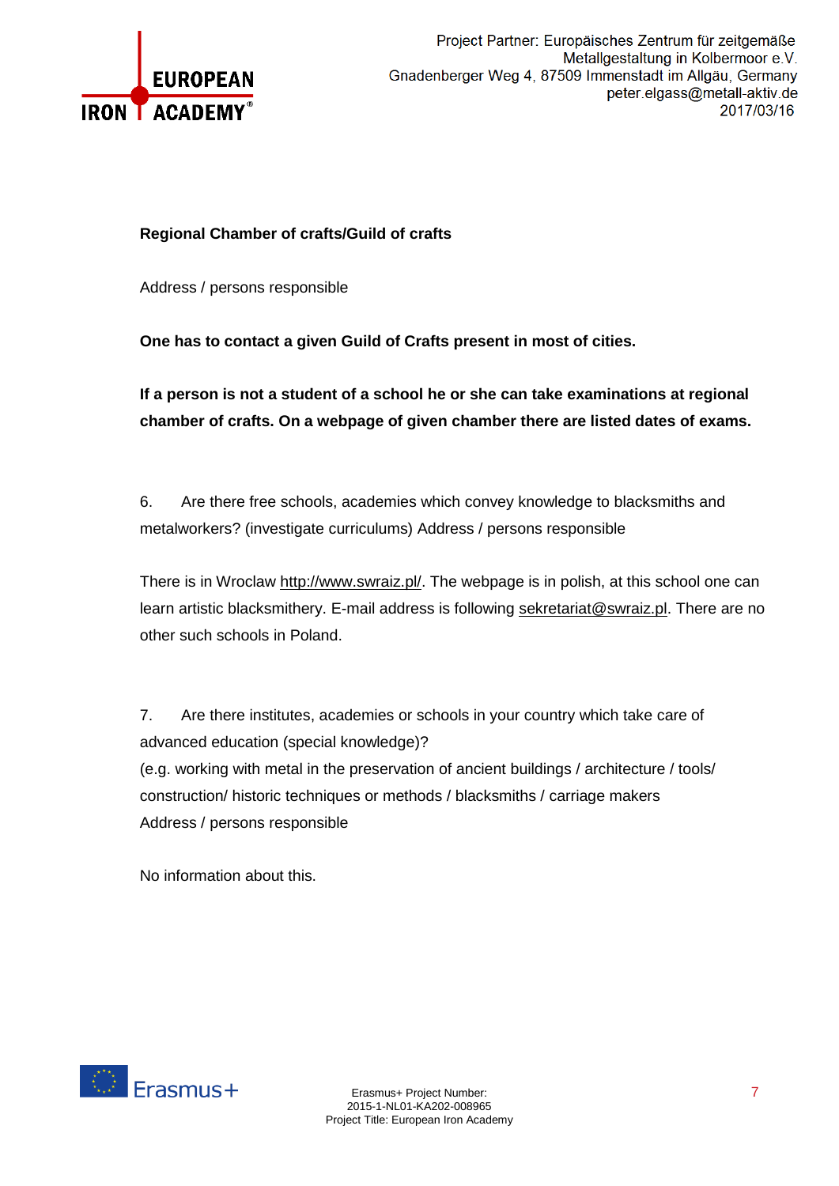**Regional Chamber of crafts/Guild of crafts**

Address / persons responsible

**One has to contact a given Guild of Crafts present in most of cities.**

**If a person is not a student of a school he or she can take examinations at regional chamber of crafts. On a webpage of given chamber there are listed dates of exams.**

6. Are there free schools, academies which convey knowledge to blacksmiths and metalworkers? (investigate curriculums) Address / persons responsible

There is in Wroclaw http://www.swraiz.pl/. The webpage is in polish, at this school one can learn artistic blacksmithery. E-mail address is following sekretariat@swraiz.pl. There are no other such schools in Poland.

7. Are there institutes, academies or schools in your country which take care of advanced education (special knowledge)?
(e.g. working with metal in the preservation of ancient buildings / architecture / tools/ construction/ historic techniques or methods / blacksmiths / carriage makers
Address / persons responsible

No information about this.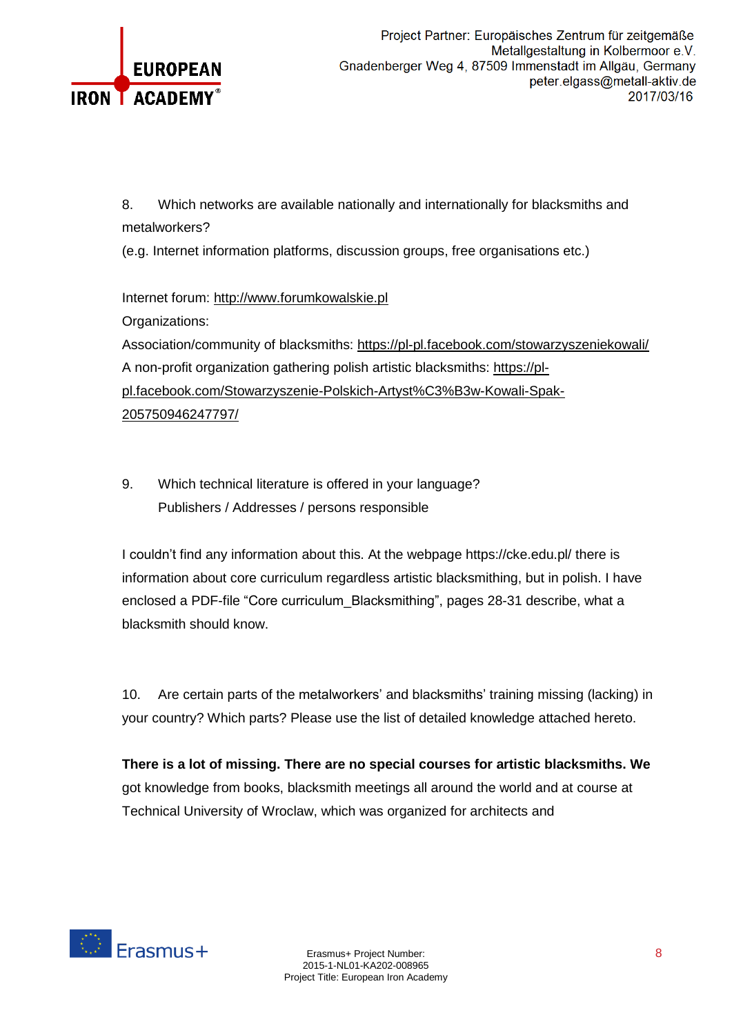8. Which networks are available nationally and internationally for blacksmiths and metalworkers?

(e.g. Internet information platforms, discussion groups, free organisations etc.)

Internet forum: http://www.forumkowalskie.pl

Organizations:

Association/community of blacksmiths: https://pl-pl.facebook.com/stowarzyszeniekowali/

A non-profit organization gathering polish artistic blacksmiths: https://pl-pl.facebook.com/Stowarzyszenie-Polskich-Artyst%C3%B3w-Kowali-Spak-205750946247797/

9. Which technical literature is offered in your language?
   Publishers / Addresses / persons responsible

I couldn't find any information about this. At the webpage https://cke.edu.pl/ there is information about core curriculum regardless artistic blacksmithing, but in polish. I have enclosed a PDF-file "Core curriculum_Blacksmithing", pages 28-31 describe, what a blacksmith should know.

10. Are certain parts of the metalworkers' and blacksmiths' training missing (lacking) in your country? Which parts? Please use the list of detailed knowledge attached hereto.

**There is a lot of missing. There are no special courses for artistic blacksmiths. We** got knowledge from books, blacksmith meetings all around the world and at course at Technical University of Wroclaw, which was organized for architects and